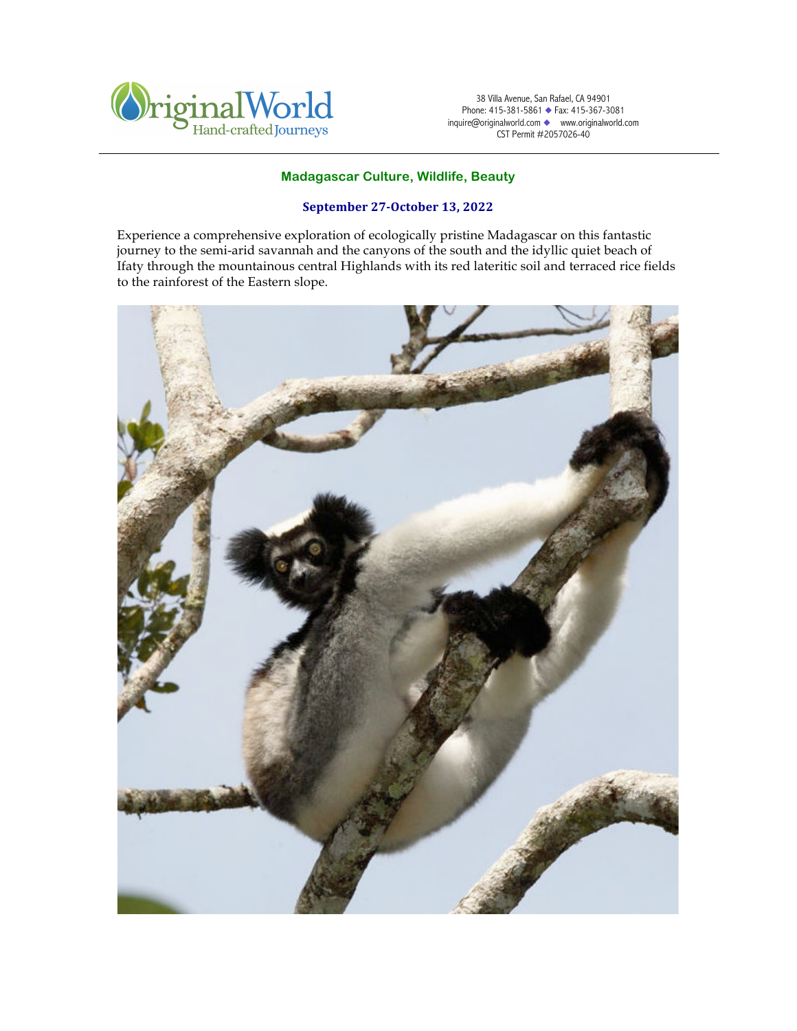38 Villa Avenue, San Rafael, CA 94901
Phone: 415-381-5861 ◆ Fax: 415-367-3081
inquire@originalworld.com ◆ www.originalworld.com
CST Permit #2057026-40

## Madagascar Culture, Wildlife, Beauty

### September 27-October 13, 2022

Experience a comprehensive exploration of ecologically pristine Madagascar on this fantastic journey to the semi-arid savannah and the canyons of the south and the idyllic quiet beach of Ifaty through the mountainous central Highlands with its red lateritic soil and terraced rice fields to the rainforest of the Eastern slope.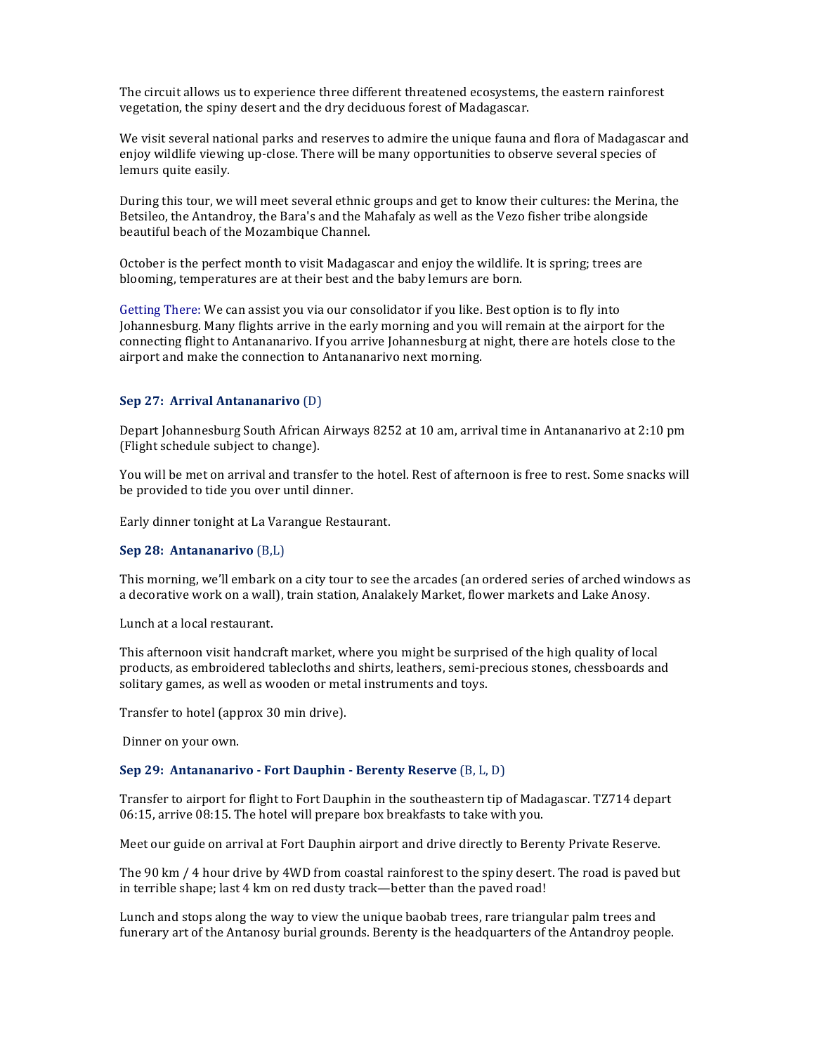The circuit allows us to experience three different threatened ecosystems, the eastern rainforest vegetation, the spiny desert and the dry deciduous forest of Madagascar.

We visit several national parks and reserves to admire the unique fauna and flora of Madagascar and enjoy wildlife viewing up-close. There will be many opportunities to observe several species of lemurs quite easily.

During this tour, we will meet several ethnic groups and get to know their cultures: the Merina, the Betsileo, the Antandroy, the Bara's and the Mahafaly as well as the Vezo fisher tribe alongside beautiful beach of the Mozambique Channel.

October is the perfect month to visit Madagascar and enjoy the wildlife. It is spring; trees are blooming, temperatures are at their best and the baby lemurs are born.

Getting There: We can assist you via our consolidator if you like. Best option is to fly into Johannesburg. Many flights arrive in the early morning and you will remain at the airport for the connecting flight to Antananarivo. If you arrive Johannesburg at night, there are hotels close to the airport and make the connection to Antananarivo next morning.

### Sep 27: Arrival Antananarivo (D)

Depart Johannesburg South African Airways 8252 at 10 am, arrival time in Antananarivo at 2:10 pm (Flight schedule subject to change).

You will be met on arrival and transfer to the hotel. Rest of afternoon is free to rest. Some snacks will be provided to tide you over until dinner.

Early dinner tonight at La Varangue Restaurant.

### Sep 28: Antananarivo (B,L)

This morning, we'll embark on a city tour to see the arcades (an ordered series of arched windows as a decorative work on a wall), train station, Analakely Market, flower markets and Lake Anosy.

Lunch at a local restaurant.

This afternoon visit handcraft market, where you might be surprised of the high quality of local products, as embroidered tablecloths and shirts, leathers, semi-precious stones, chessboards and solitary games, as well as wooden or metal instruments and toys.

Transfer to hotel (approx 30 min drive).

Dinner on your own.

### Sep 29: Antananarivo - Fort Dauphin - Berenty Reserve (B, L, D)

Transfer to airport for flight to Fort Dauphin in the southeastern tip of Madagascar. TZ714 depart 06:15, arrive 08:15. The hotel will prepare box breakfasts to take with you.

Meet our guide on arrival at Fort Dauphin airport and drive directly to Berenty Private Reserve.

The 90 km / 4 hour drive by 4WD from coastal rainforest to the spiny desert. The road is paved but in terrible shape; last 4 km on red dusty track—better than the paved road!

Lunch and stops along the way to view the unique baobab trees, rare triangular palm trees and funerary art of the Antanosy burial grounds. Berenty is the headquarters of the Antandroy people.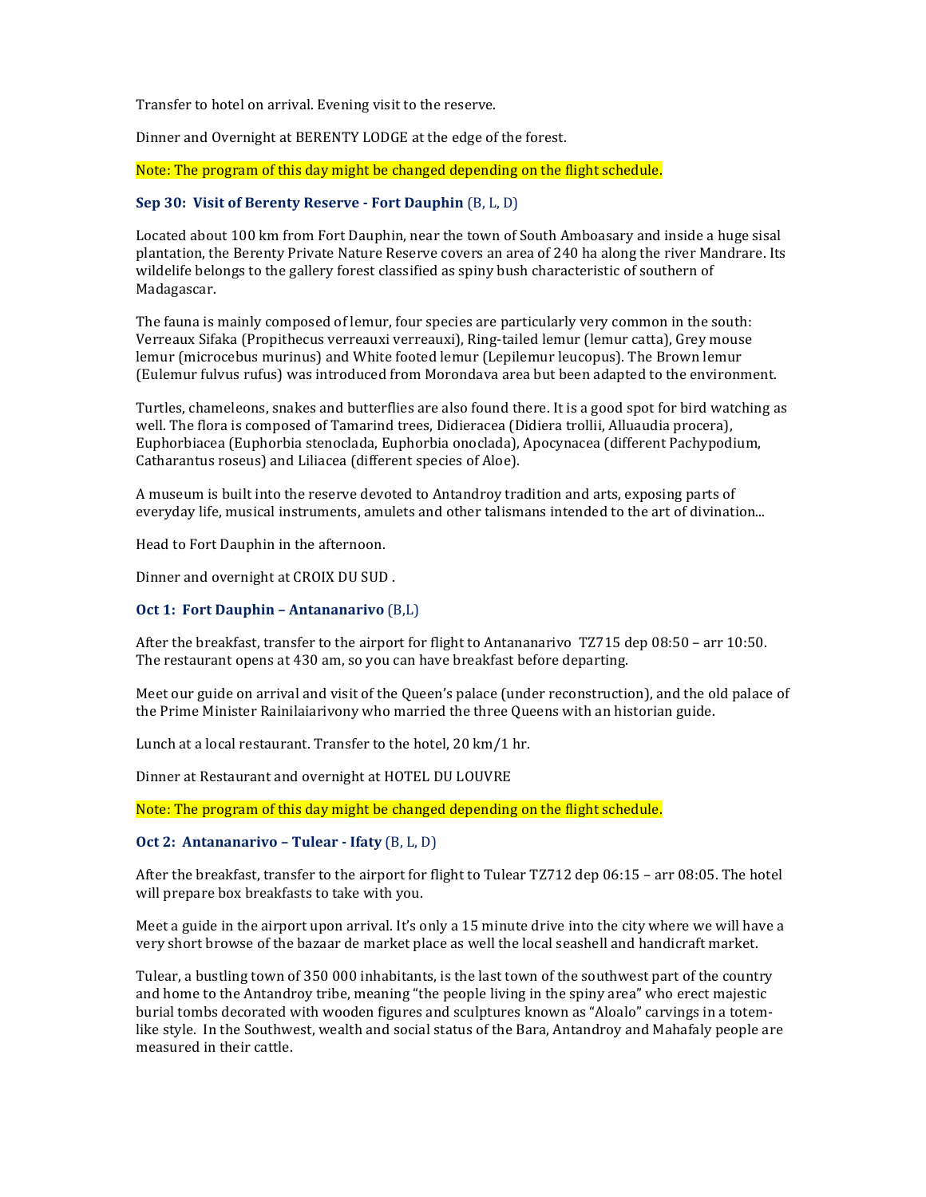Transfer to hotel on arrival. Evening visit to the reserve.

Dinner and Overnight at BERENTY LODGE at the edge of the forest.

Note: The program of this day might be changed depending on the flight schedule.

### Sep 30: Visit of Berenty Reserve - Fort Dauphin (B, L, D)

Located about 100 km from Fort Dauphin, near the town of South Amboasary and inside a huge sisal plantation, the Berenty Private Nature Reserve covers an area of 240 ha along the river Mandrare. Its wildelife belongs to the gallery forest classified as spiny bush characteristic of southern of Madagascar.

The fauna is mainly composed of lemur, four species are particularly very common in the south: Verreaux Sifaka (Propithecus verreauxi verreauxi), Ring-tailed lemur (lemur catta), Grey mouse lemur (microcebus murinus) and White footed lemur (Lepilemur leucopus). The Brown lemur (Eulemur fulvus rufus) was introduced from Morondava area but been adapted to the environment.

Turtles, chameleons, snakes and butterflies are also found there. It is a good spot for bird watching as well. The flora is composed of Tamarind trees, Didieracea (Didiera trollii, Alluaudia procera), Euphorbiacea (Euphorbia stenoclada, Euphorbia onoclada), Apocynacea (different Pachypodium, Catharantus roseus) and Liliacea (different species of Aloe).

A museum is built into the reserve devoted to Antandroy tradition and arts, exposing parts of everyday life, musical instruments, amulets and other talismans intended to the art of divination...

Head to Fort Dauphin in the afternoon.

Dinner and overnight at CROIX DU SUD .

### Oct 1: Fort Dauphin – Antananarivo (B,L)

After the breakfast, transfer to the airport for flight to Antananarivo TZ715 dep 08:50 – arr 10:50. The restaurant opens at 430 am, so you can have breakfast before departing.

Meet our guide on arrival and visit of the Queen's palace (under reconstruction), and the old palace of the Prime Minister Rainilaiarivony who married the three Queens with an historian guide.

Lunch at a local restaurant. Transfer to the hotel, 20 km/1 hr.

Dinner at Restaurant and overnight at HOTEL DU LOUVRE

Note: The program of this day might be changed depending on the flight schedule.

### Oct 2: Antananarivo – Tulear - Ifaty (B, L, D)

After the breakfast, transfer to the airport for flight to Tulear TZ712 dep 06:15 – arr 08:05. The hotel will prepare box breakfasts to take with you.

Meet a guide in the airport upon arrival. It's only a 15 minute drive into the city where we will have a very short browse of the bazaar de market place as well the local seashell and handicraft market.

Tulear, a bustling town of 350 000 inhabitants, is the last town of the southwest part of the country and home to the Antandroy tribe, meaning "the people living in the spiny area" who erect majestic burial tombs decorated with wooden figures and sculptures known as "Aloalo" carvings in a totem-like style. In the Southwest, wealth and social status of the Bara, Antandroy and Mahafaly people are measured in their cattle.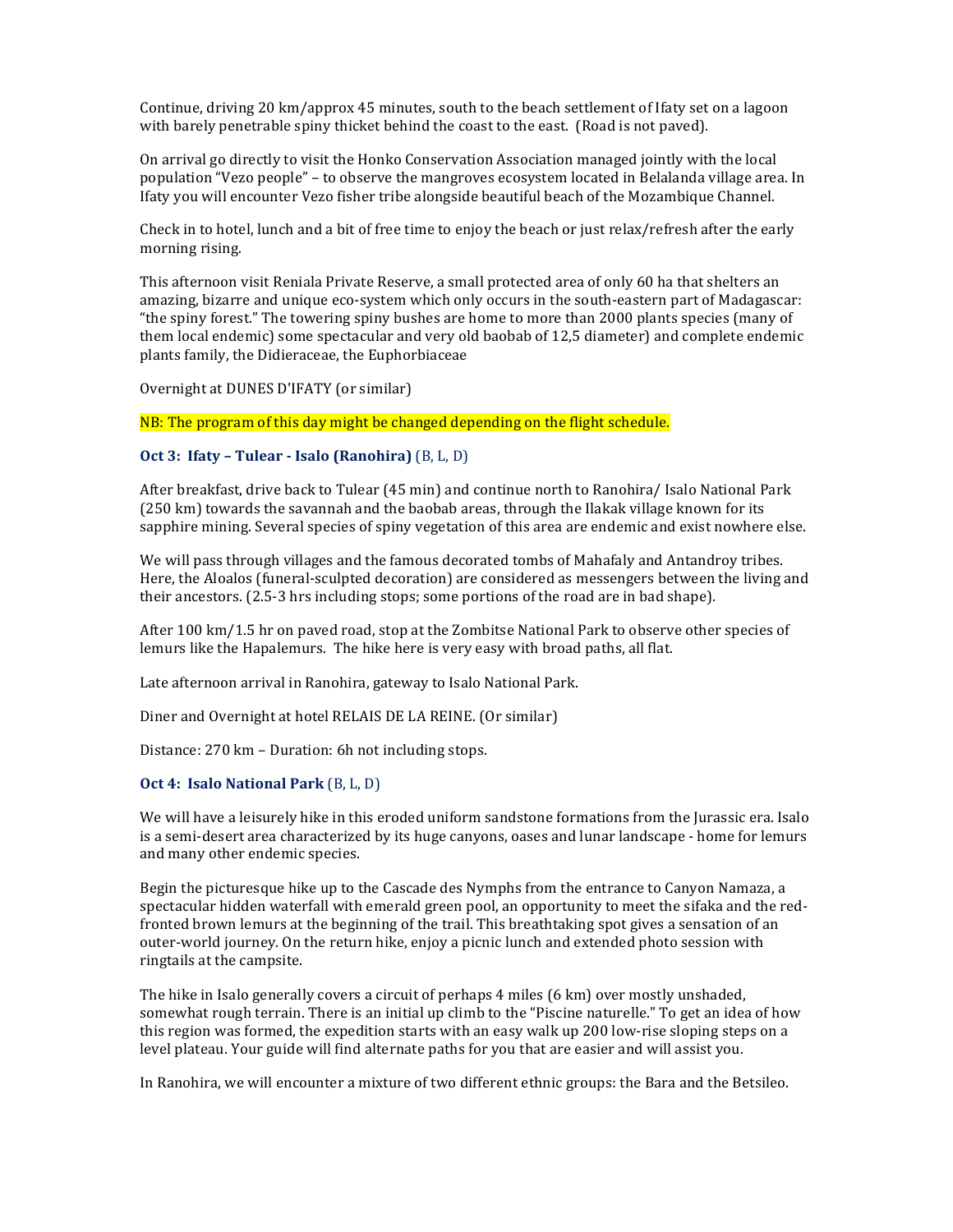Continue, driving 20 km/approx 45 minutes, south to the beach settlement of Ifaty set on a lagoon with barely penetrable spiny thicket behind the coast to the east. (Road is not paved).

On arrival go directly to visit the Honko Conservation Association managed jointly with the local population "Vezo people" – to observe the mangroves ecosystem located in Belalanda village area. In Ifaty you will encounter Vezo fisher tribe alongside beautiful beach of the Mozambique Channel.

Check in to hotel, lunch and a bit of free time to enjoy the beach or just relax/refresh after the early morning rising.

This afternoon visit Reniala Private Reserve, a small protected area of only 60 ha that shelters an amazing, bizarre and unique eco-system which only occurs in the south-eastern part of Madagascar: "the spiny forest." The towering spiny bushes are home to more than 2000 plants species (many of them local endemic) some spectacular and very old baobab of 12,5 diameter) and complete endemic plants family, the Didieraceae, the Euphorbiaceae

Overnight at DUNES D'IFATY (or similar)

NB: The program of this day might be changed depending on the flight schedule.

### Oct 3: Ifaty – Tulear - Isalo (Ranohira) (B, L, D)

After breakfast, drive back to Tulear (45 min) and continue north to Ranohira/ Isalo National Park (250 km) towards the savannah and the baobab areas, through the Ilakak village known for its sapphire mining. Several species of spiny vegetation of this area are endemic and exist nowhere else.

We will pass through villages and the famous decorated tombs of Mahafaly and Antandroy tribes. Here, the Aloalos (funeral-sculpted decoration) are considered as messengers between the living and their ancestors. (2.5-3 hrs including stops; some portions of the road are in bad shape).

After 100 km/1.5 hr on paved road, stop at the Zombitse National Park to observe other species of lemurs like the Hapalemurs. The hike here is very easy with broad paths, all flat.

Late afternoon arrival in Ranohira, gateway to Isalo National Park.

Diner and Overnight at hotel RELAIS DE LA REINE. (Or similar)

Distance: 270 km – Duration: 6h not including stops.

### Oct 4: Isalo National Park (B, L, D)

We will have a leisurely hike in this eroded uniform sandstone formations from the Jurassic era. Isalo is a semi-desert area characterized by its huge canyons, oases and lunar landscape - home for lemurs and many other endemic species.

Begin the picturesque hike up to the Cascade des Nymphs from the entrance to Canyon Namaza, a spectacular hidden waterfall with emerald green pool, an opportunity to meet the sifaka and the red-fronted brown lemurs at the beginning of the trail. This breathtaking spot gives a sensation of an outer-world journey. On the return hike, enjoy a picnic lunch and extended photo session with ringtails at the campsite.

The hike in Isalo generally covers a circuit of perhaps 4 miles (6 km) over mostly unshaded, somewhat rough terrain. There is an initial up climb to the "Piscine naturelle." To get an idea of how this region was formed, the expedition starts with an easy walk up 200 low-rise sloping steps on a level plateau. Your guide will find alternate paths for you that are easier and will assist you.

In Ranohira, we will encounter a mixture of two different ethnic groups: the Bara and the Betsileo.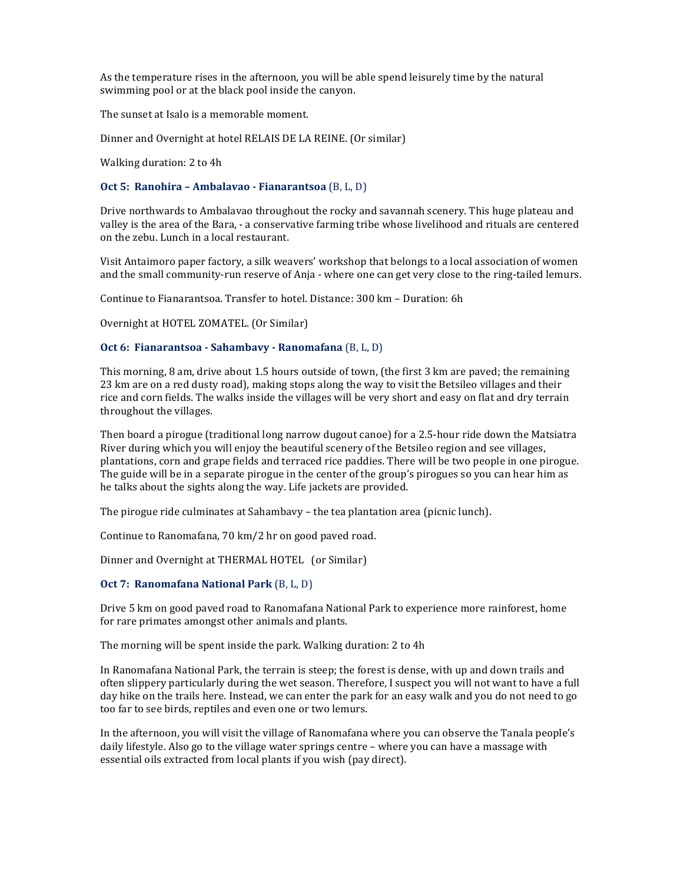As the temperature rises in the afternoon, you will be able spend leisurely time by the natural swimming pool or at the black pool inside the canyon.

The sunset at Isalo is a memorable moment.

Dinner and Overnight at hotel RELAIS DE LA REINE. (Or similar)

Walking duration: 2 to 4h

### Oct 5: Ranohira – Ambalavao - Fianarantsoa (B, L, D)

Drive northwards to Ambalavao throughout the rocky and savannah scenery. This huge plateau and valley is the area of the Bara, - a conservative farming tribe whose livelihood and rituals are centered on the zebu. Lunch in a local restaurant.

Visit Antaimoro paper factory, a silk weavers' workshop that belongs to a local association of women and the small community-run reserve of Anja - where one can get very close to the ring-tailed lemurs.

Continue to Fianarantsoa. Transfer to hotel. Distance: 300 km – Duration: 6h

Overnight at HOTEL ZOMATEL. (Or Similar)

### Oct 6: Fianarantsoa - Sahambavy - Ranomafana (B, L, D)

This morning, 8 am, drive about 1.5 hours outside of town, (the first 3 km are paved; the remaining 23 km are on a red dusty road), making stops along the way to visit the Betsileo villages and their rice and corn fields. The walks inside the villages will be very short and easy on flat and dry terrain throughout the villages.

Then board a pirogue (traditional long narrow dugout canoe) for a 2.5-hour ride down the Matsiatra River during which you will enjoy the beautiful scenery of the Betsileo region and see villages, plantations, corn and grape fields and terraced rice paddies. There will be two people in one pirogue. The guide will be in a separate pirogue in the center of the group's pirogues so you can hear him as he talks about the sights along the way. Life jackets are provided.

The pirogue ride culminates at Sahambavy – the tea plantation area (picnic lunch).

Continue to Ranomafana, 70 km/2 hr on good paved road.

Dinner and Overnight at THERMAL HOTEL (or Similar)

### Oct 7: Ranomafana National Park (B, L, D)

Drive 5 km on good paved road to Ranomafana National Park to experience more rainforest, home for rare primates amongst other animals and plants.

The morning will be spent inside the park. Walking duration: 2 to 4h

In Ranomafana National Park, the terrain is steep; the forest is dense, with up and down trails and often slippery particularly during the wet season. Therefore, I suspect you will not want to have a full day hike on the trails here. Instead, we can enter the park for an easy walk and you do not need to go too far to see birds, reptiles and even one or two lemurs.

In the afternoon, you will visit the village of Ranomafana where you can observe the Tanala people's daily lifestyle. Also go to the village water springs centre – where you can have a massage with essential oils extracted from local plants if you wish (pay direct).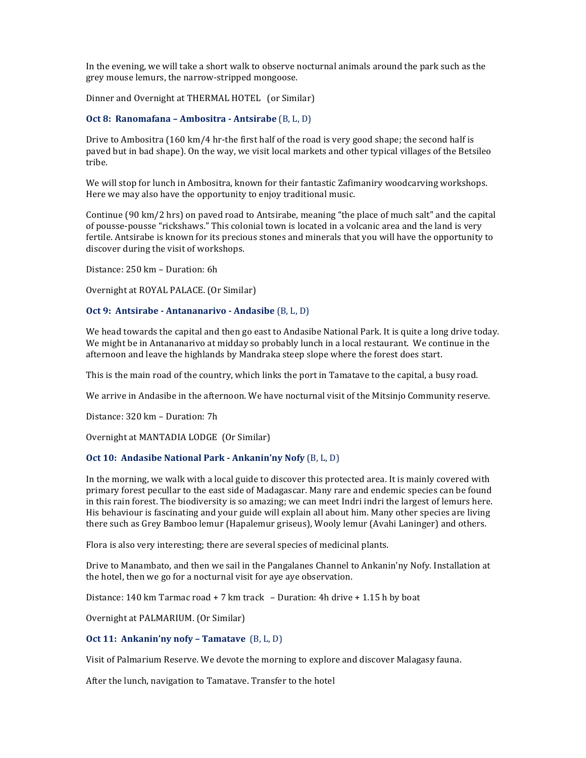In the evening, we will take a short walk to observe nocturnal animals around the park such as the grey mouse lemurs, the narrow-stripped mongoose.

Dinner and Overnight at THERMAL HOTEL (or Similar)

**Oct 8: Ranomafana – Ambositra - Antsirabe** (B, L, D)

Drive to Ambositra (160 km/4 hr-the first half of the road is very good shape; the second half is paved but in bad shape). On the way, we visit local markets and other typical villages of the Betsileo tribe.

We will stop for lunch in Ambositra, known for their fantastic Zafimaniry woodcarving workshops. Here we may also have the opportunity to enjoy traditional music.

Continue (90 km/2 hrs) on paved road to Antsirabe, meaning "the place of much salt" and the capital of pousse-pousse "rickshaws." This colonial town is located in a volcanic area and the land is very fertile. Antsirabe is known for its precious stones and minerals that you will have the opportunity to discover during the visit of workshops.

Distance: 250 km – Duration: 6h

Overnight at ROYAL PALACE. (Or Similar)

**Oct 9: Antsirabe - Antananarivo - Andasibe** (B, L, D)

We head towards the capital and then go east to Andasibe National Park. It is quite a long drive today. We might be in Antananarivo at midday so probably lunch in a local restaurant. We continue in the afternoon and leave the highlands by Mandraka steep slope where the forest does start.

This is the main road of the country, which links the port in Tamatave to the capital, a busy road.

We arrive in Andasibe in the afternoon. We have nocturnal visit of the Mitsinjo Community reserve.

Distance: 320 km – Duration: 7h

Overnight at MANTADIA LODGE (Or Similar)

**Oct 10: Andasibe National Park - Ankanin'ny Nofy** (B, L, D)

In the morning, we walk with a local guide to discover this protected area. It is mainly covered with primary forest pecullar to the east side of Madagascar. Many rare and endemic species can be found in this rain forest. The biodiversity is so amazing; we can meet Indri indri the largest of lemurs here. His behaviour is fascinating and your guide will explain all about him. Many other species are living there such as Grey Bamboo lemur (Hapalemur griseus), Wooly lemur (Avahi Laninger) and others.

Flora is also very interesting; there are several species of medicinal plants.

Drive to Manambato, and then we sail in the Pangalanes Channel to Ankanin'ny Nofy. Installation at the hotel, then we go for a nocturnal visit for aye aye observation.

Distance: 140 km Tarmac road + 7 km track – Duration: 4h drive + 1.15 h by boat

Overnight at PALMARIUM. (Or Similar)

**Oct 11: Ankanin'ny nofy – Tamatave** (B, L, D)

Visit of Palmarium Reserve. We devote the morning to explore and discover Malagasy fauna.

After the lunch, navigation to Tamatave. Transfer to the hotel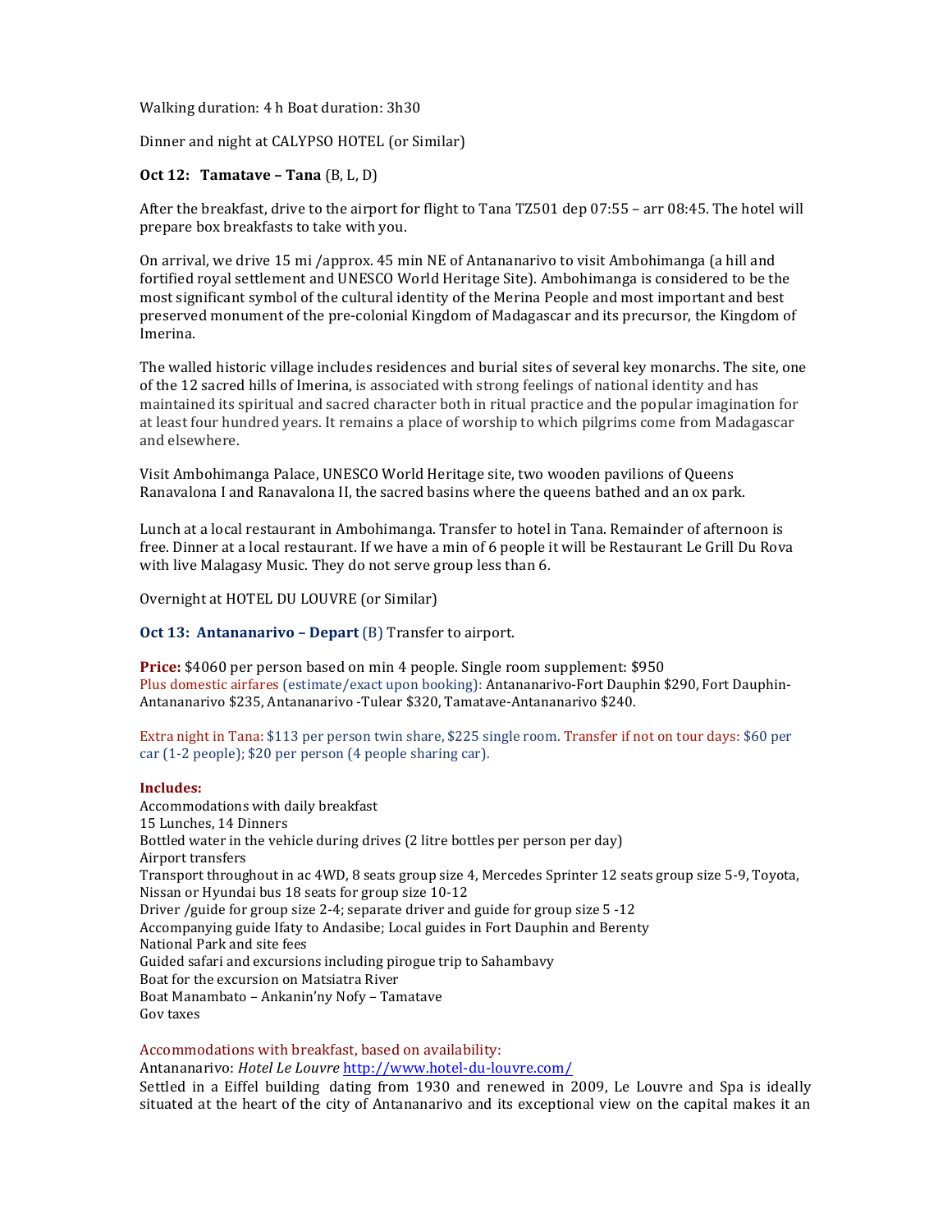Walking duration: 4 h Boat duration: 3h30

Dinner and night at CALYPSO HOTEL (or Similar)

**Oct 12: Tamatave – Tana** (B, L, D)

After the breakfast, drive to the airport for flight to Tana TZ501 dep 07:55 – arr 08:45. The hotel will prepare box breakfasts to take with you.

On arrival, we drive 15 mi /approx. 45 min NE of Antananarivo to visit Ambohimanga (a hill and fortified royal settlement and UNESCO World Heritage Site). Ambohimanga is considered to be the most significant symbol of the cultural identity of the Merina People and most important and best preserved monument of the pre-colonial Kingdom of Madagascar and its precursor, the Kingdom of Imerina.

The walled historic village includes residences and burial sites of several key monarchs. The site, one of the 12 sacred hills of Imerina, is associated with strong feelings of national identity and has maintained its spiritual and sacred character both in ritual practice and the popular imagination for at least four hundred years. It remains a place of worship to which pilgrims come from Madagascar and elsewhere.

Visit Ambohimanga Palace, UNESCO World Heritage site, two wooden pavilions of Queens Ranavalona I and Ranavalona II, the sacred basins where the queens bathed and an ox park.

Lunch at a local restaurant in Ambohimanga. Transfer to hotel in Tana. Remainder of afternoon is free. Dinner at a local restaurant. If we have a min of 6 people it will be Restaurant Le Grill Du Rova with live Malagasy Music. They do not serve group less than 6.

Overnight at HOTEL DU LOUVRE (or Similar)

**Oct 13: Antananarivo – Depart** (B) Transfer to airport.

**Price:** $4060 per person based on min 4 people. Single room supplement: $950
Plus domestic airfares (estimate/exact upon booking): Antananarivo-Fort Dauphin $290, Fort Dauphin-Antananarivo $235, Antananarivo -Tulear $320, Tamatave-Antananarivo $240.

Extra night in Tana: $113 per person twin share, $225 single room. Transfer if not on tour days: $60 per car (1-2 people); $20 per person (4 people sharing car).

**Includes:**
Accommodations with daily breakfast
15 Lunches, 14 Dinners
Bottled water in the vehicle during drives (2 litre bottles per person per day)
Airport transfers
Transport throughout in ac 4WD, 8 seats group size 4, Mercedes Sprinter 12 seats group size 5-9, Toyota, Nissan or Hyundai bus 18 seats for group size 10-12
Driver /guide for group size 2-4; separate driver and guide for group size 5 -12
Accompanying guide Ifaty to Andasibe; Local guides in Fort Dauphin and Berenty
National Park and site fees
Guided safari and excursions including pirogue trip to Sahambavy
Boat for the excursion on Matsiatra River
Boat Manambato – Ankanin'ny Nofy – Tamatave
Gov taxes

Accommodations with breakfast, based on availability:
Antananarivo: *Hotel Le Louvre* http://www.hotel-du-louvre.com/
Settled in a Eiffel building dating from 1930 and renewed in 2009, Le Louvre and Spa is ideally situated at the heart of the city of Antananarivo and its exceptional view on the capital makes it an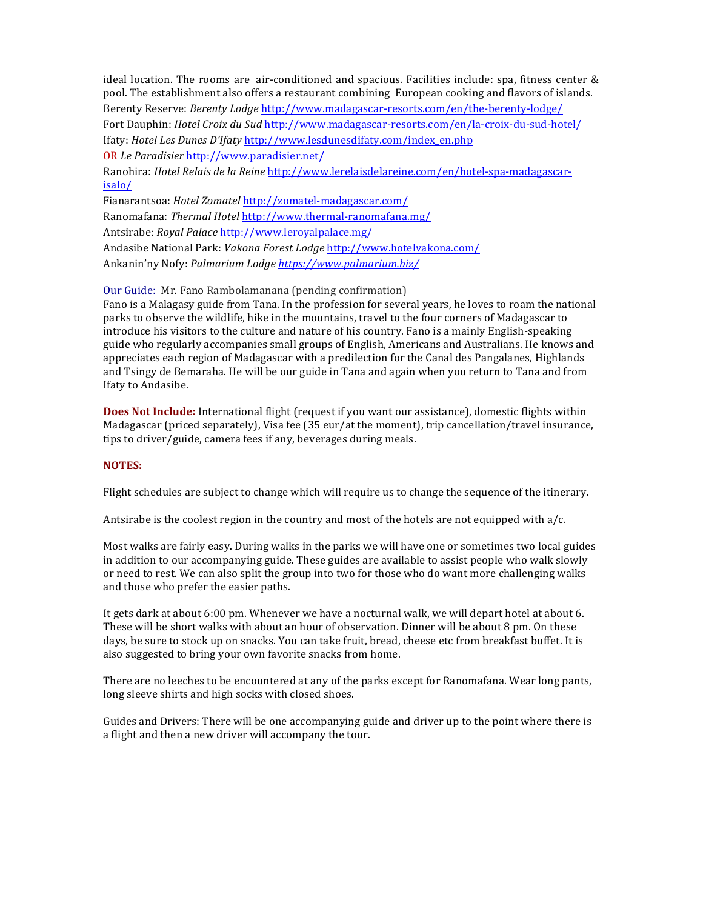ideal location. The rooms are air-conditioned and spacious. Facilities include: spa, fitness center & pool. The establishment also offers a restaurant combining European cooking and flavors of islands.

Berenty Reserve: *Berenty Lodge* http://www.madagascar-resorts.com/en/the-berenty-lodge/

Fort Dauphin: *Hotel Croix du Sud* http://www.madagascar-resorts.com/en/la-croix-du-sud-hotel/

Ifaty: *Hotel Les Dunes D'Ifaty* http://www.lesdunesdifaty.com/index_en.php

OR *Le Paradisier* http://www.paradisier.net/

Ranohira: *Hotel Relais de la Reine* http://www.lerelaisdelareine.com/en/hotel-spa-madagascar-isalo/

Fianarantsoa: *Hotel Zomatel* http://zomatel-madagascar.com/

Ranomafana: *Thermal Hotel* http://www.thermal-ranomafana.mg/

Antsirabe: *Royal Palace* http://www.leroyalpalace.mg/

Andasibe National Park: *Vakona Forest Lodge* http://www.hotelvakona.com/

Ankanin'ny Nofy: *Palmarium Lodge* *https://www.palmarium.biz/*

Our Guide: Mr. Fano Rambolamanana (pending confirmation)

Fano is a Malagasy guide from Tana. In the profession for several years, he loves to roam the national parks to observe the wildlife, hike in the mountains, travel to the four corners of Madagascar to introduce his visitors to the culture and nature of his country. Fano is a mainly English-speaking guide who regularly accompanies small groups of English, Americans and Australians. He knows and appreciates each region of Madagascar with a predilection for the Canal des Pangalanes, Highlands and Tsingy de Bemaraha. He will be our guide in Tana and again when you return to Tana and from Ifaty to Andasibe.

**Does Not Include:** International flight (request if you want our assistance), domestic flights within Madagascar (priced separately), Visa fee (35 eur/at the moment), trip cancellation/travel insurance, tips to driver/guide, camera fees if any, beverages during meals.

**NOTES:**

Flight schedules are subject to change which will require us to change the sequence of the itinerary.

Antsirabe is the coolest region in the country and most of the hotels are not equipped with a/c.

Most walks are fairly easy. During walks in the parks we will have one or sometimes two local guides in addition to our accompanying guide. These guides are available to assist people who walk slowly or need to rest. We can also split the group into two for those who do want more challenging walks and those who prefer the easier paths.

It gets dark at about 6:00 pm. Whenever we have a nocturnal walk, we will depart hotel at about 6. These will be short walks with about an hour of observation. Dinner will be about 8 pm. On these days, be sure to stock up on snacks. You can take fruit, bread, cheese etc from breakfast buffet. It is also suggested to bring your own favorite snacks from home.

There are no leeches to be encountered at any of the parks except for Ranomafana. Wear long pants, long sleeve shirts and high socks with closed shoes.

Guides and Drivers: There will be one accompanying guide and driver up to the point where there is a flight and then a new driver will accompany the tour.